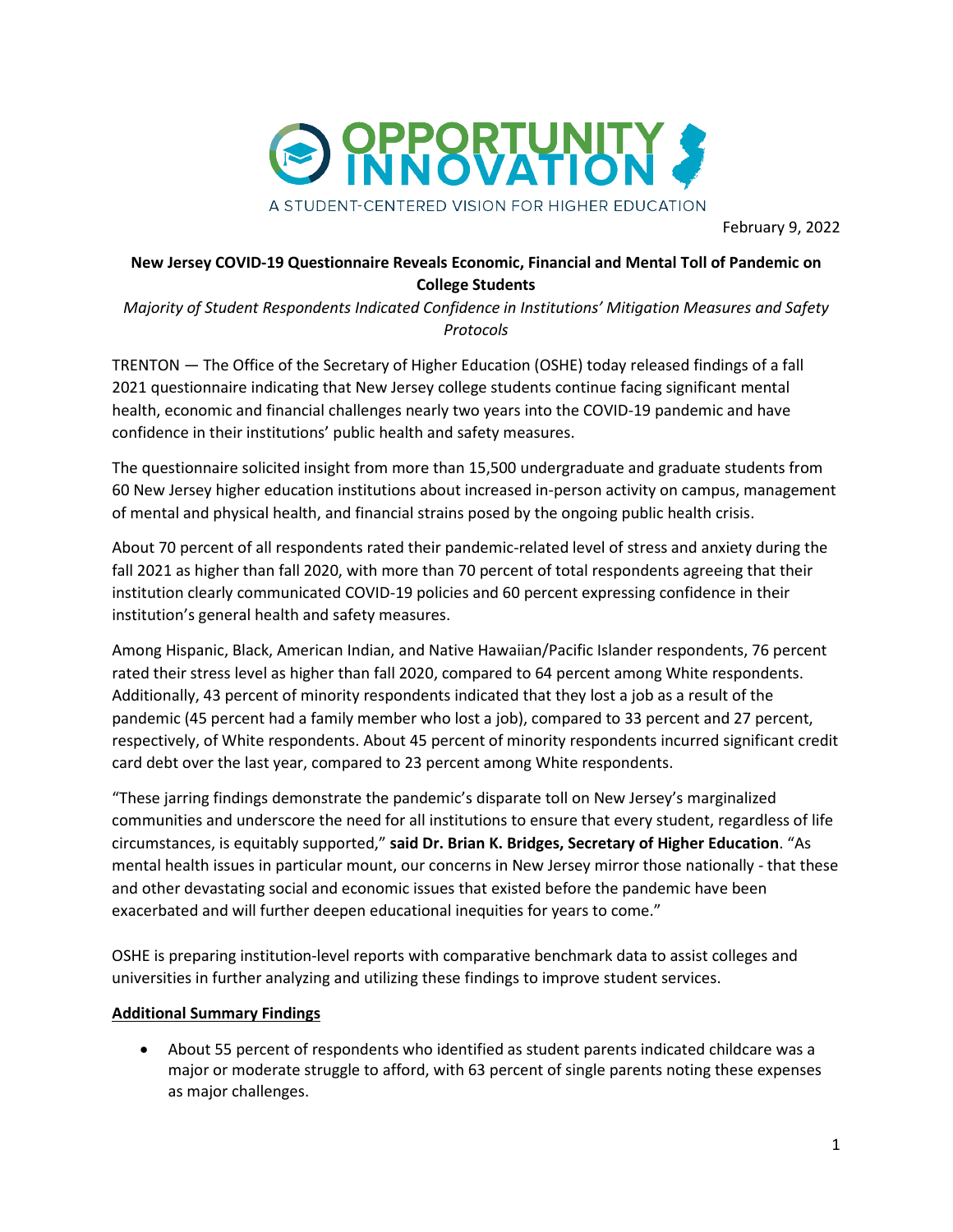OPPORTUNITY INNOVATION

A STUDENT-CENTERED VISION FOR HIGHER EDUCATION

February 9, 2022

**New Jersey COVID-19 Questionnaire Reveals Economic, Financial and Mental Toll of Pandemic on College Students**

*Majority of Student Respondents Indicated Confidence in Institutions' Mitigation Measures and Safety Protocols*

TRENTON — The Office of the Secretary of Higher Education (OSHE) today released findings of a fall 2021 questionnaire indicating that New Jersey college students continue facing significant mental health, economic and financial challenges nearly two years into the COVID-19 pandemic and have confidence in their institutions' public health and safety measures.

The questionnaire solicited insight from more than 15,500 undergraduate and graduate students from 60 New Jersey higher education institutions about increased in-person activity on campus, management of mental and physical health, and financial strains posed by the ongoing public health crisis.

About 70 percent of all respondents rated their pandemic-related level of stress and anxiety during the fall 2021 as higher than fall 2020, with more than 70 percent of total respondents agreeing that their institution clearly communicated COVID-19 policies and 60 percent expressing confidence in their institution's general health and safety measures.

Among Hispanic, Black, American Indian, and Native Hawaiian/Pacific Islander respondents, 76 percent rated their stress level as higher than fall 2020, compared to 64 percent among White respondents. Additionally, 43 percent of minority respondents indicated that they lost a job as a result of the pandemic (45 percent had a family member who lost a job), compared to 33 percent and 27 percent, respectively, of White respondents. About 45 percent of minority respondents incurred significant credit card debt over the last year, compared to 23 percent among White respondents.

"These jarring findings demonstrate the pandemic's disparate toll on New Jersey's marginalized communities and underscore the need for all institutions to ensure that every student, regardless of life circumstances, is equitably supported," **said Dr. Brian K. Bridges, Secretary of Higher Education**. "As mental health issues in particular mount, our concerns in New Jersey mirror those nationally - that these and other devastating social and economic issues that existed before the pandemic have been exacerbated and will further deepen educational inequities for years to come."

OSHE is preparing institution-level reports with comparative benchmark data to assist colleges and universities in further analyzing and utilizing these findings to improve student services.

**Additional Summary Findings**

- About 55 percent of respondents who identified as student parents indicated childcare was a major or moderate struggle to afford, with 63 percent of single parents noting these expenses as major challenges.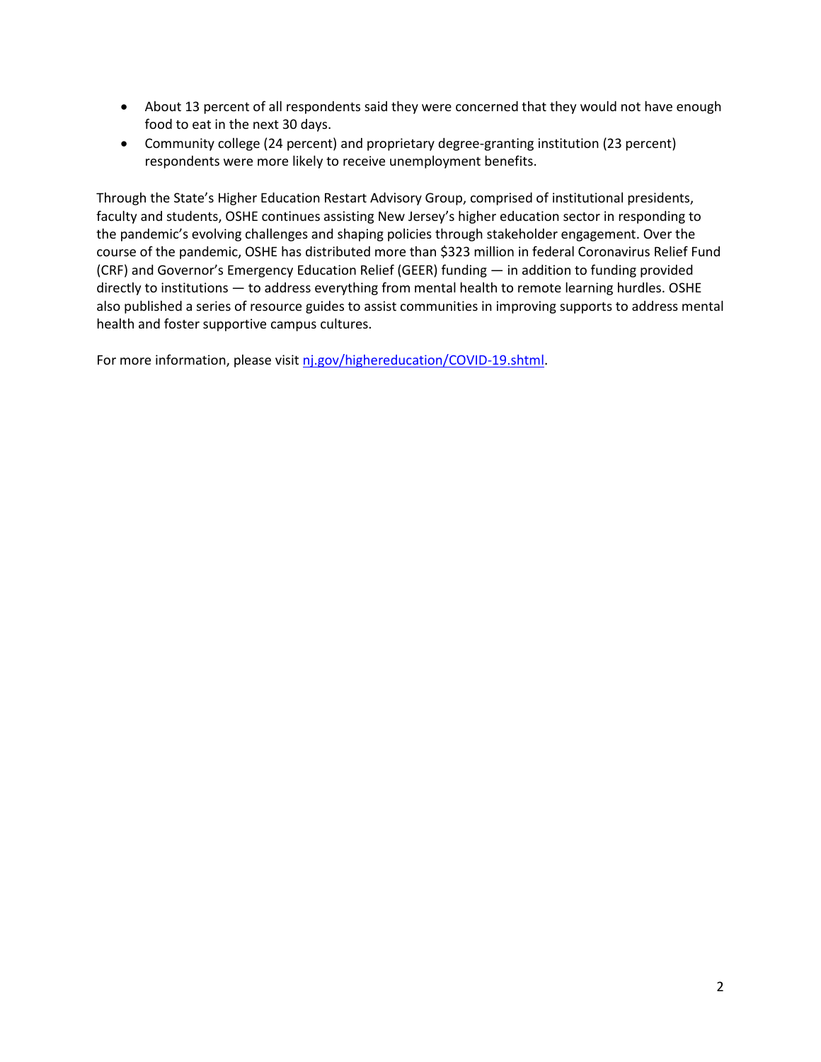- About 13 percent of all respondents said they were concerned that they would not have enough food to eat in the next 30 days.
- Community college (24 percent) and proprietary degree-granting institution (23 percent) respondents were more likely to receive unemployment benefits.

Through the State's Higher Education Restart Advisory Group, comprised of institutional presidents, faculty and students, OSHE continues assisting New Jersey's higher education sector in responding to the pandemic's evolving challenges and shaping policies through stakeholder engagement. Over the course of the pandemic, OSHE has distributed more than $323 million in federal Coronavirus Relief Fund (CRF) and Governor's Emergency Education Relief (GEER) funding — in addition to funding provided directly to institutions — to address everything from mental health to remote learning hurdles. OSHE also published a series of resource guides to assist communities in improving supports to address mental health and foster supportive campus cultures.

For more information, please visit [nj.gov/highereducation/COVID-19.shtml](nj.gov/highereducation/COVID-19.shtml).